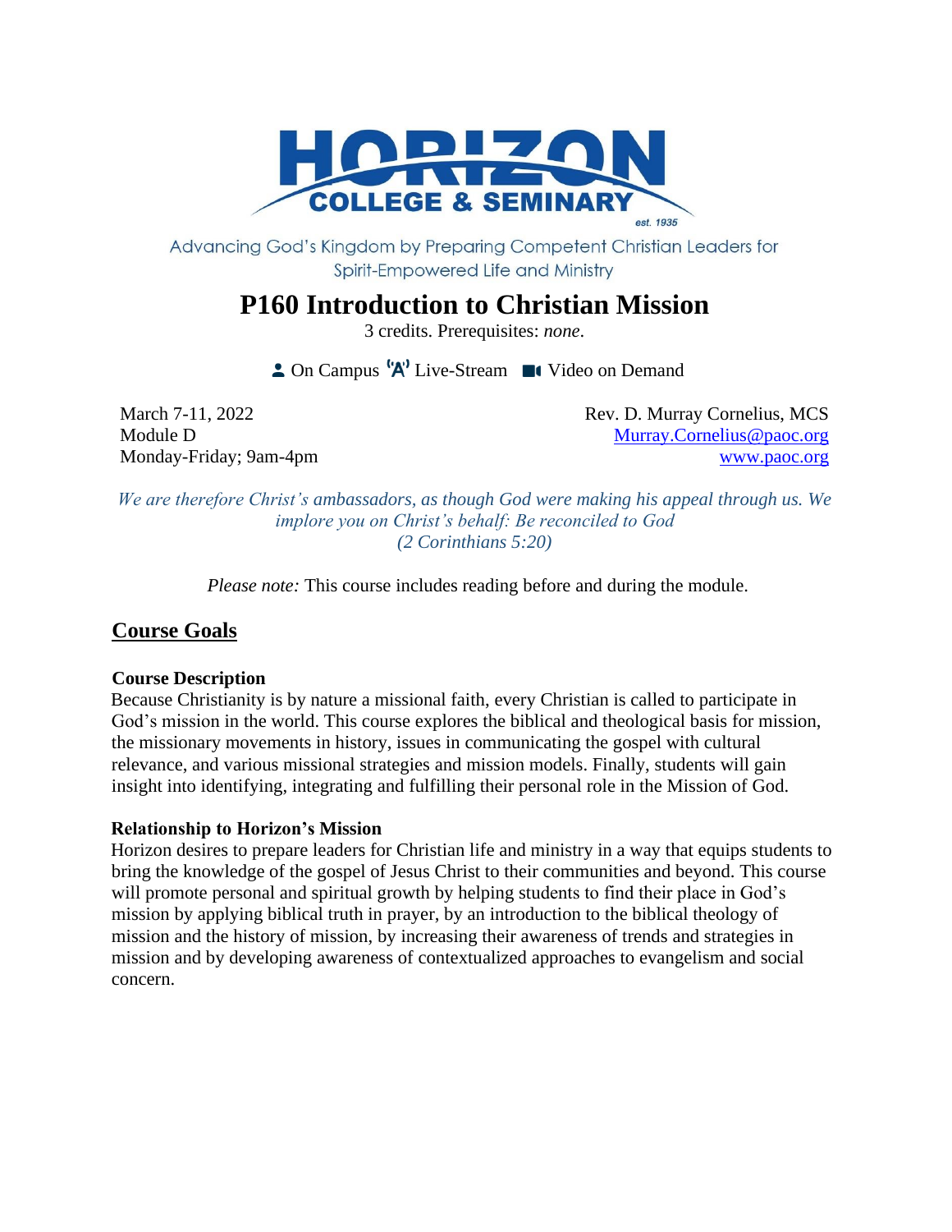HORIZON COLLEGE & SEMINARY
est. 1935

Advancing God's Kingdom by Preparing Competent Christian Leaders for Spirit-Empowered Life and Ministry

# P160 Introduction to Christian Mission

3 credits. Prerequisites: *none*.

On Campus Live-Stream Video on Demand

March 7-11, 2022
Module D
Monday-Friday; 9am-4pm

Rev. D. Murray Cornelius, MCS
Murray.Cornelius@paoc.org
www.paoc.org

*We are therefore Christ's ambassadors, as though God were making his appeal through us. We implore you on Christ's behalf: Be reconciled to God*
*(2 Corinthians 5:20)*

*Please note:* This course includes reading before and during the module.

## Course Goals

### Course Description

Because Christianity is by nature a missional faith, every Christian is called to participate in God's mission in the world. This course explores the biblical and theological basis for mission, the missionary movements in history, issues in communicating the gospel with cultural relevance, and various missional strategies and mission models. Finally, students will gain insight into identifying, integrating and fulfilling their personal role in the Mission of God.

### Relationship to Horizon's Mission

Horizon desires to prepare leaders for Christian life and ministry in a way that equips students to bring the knowledge of the gospel of Jesus Christ to their communities and beyond. This course will promote personal and spiritual growth by helping students to find their place in God's mission by applying biblical truth in prayer, by an introduction to the biblical theology of mission and the history of mission, by increasing their awareness of trends and strategies in mission and by developing awareness of contextualized approaches to evangelism and social concern.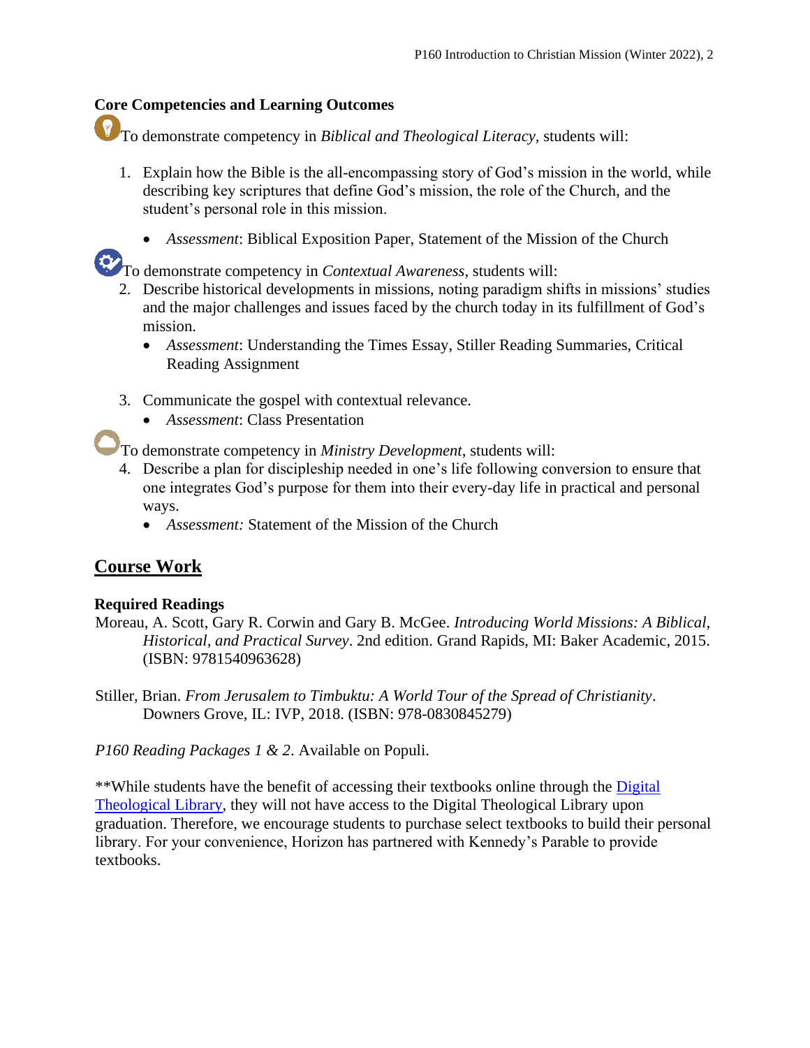**Core Competencies and Learning Outcomes**

To demonstrate competency in *Biblical and Theological Literacy*, students will:

1. Explain how the Bible is the all-encompassing story of God's mission in the world, while describing key scriptures that define God's mission, the role of the Church, and the student's personal role in this mission.
   - *Assessment*: Biblical Exposition Paper, Statement of the Mission of the Church

To demonstrate competency in *Contextual Awareness*, students will:

2. Describe historical developments in missions, noting paradigm shifts in missions' studies and the major challenges and issues faced by the church today in its fulfillment of God's mission.
   - *Assessment*: Understanding the Times Essay, Stiller Reading Summaries, Critical Reading Assignment

3. Communicate the gospel with contextual relevance.
   - *Assessment*: Class Presentation

To demonstrate competency in *Ministry Development*, students will:

4. Describe a plan for discipleship needed in one's life following conversion to ensure that one integrates God's purpose for them into their every-day life in practical and personal ways.
   - *Assessment:* Statement of the Mission of the Church

## Course Work

**Required Readings**

Moreau, A. Scott, Gary R. Corwin and Gary B. McGee. *Introducing World Missions: A Biblical, Historical, and Practical Survey*. 2nd edition. Grand Rapids, MI: Baker Academic, 2015. (ISBN: 9781540963628)

Stiller, Brian. *From Jerusalem to Timbuktu: A World Tour of the Spread of Christianity*. Downers Grove, IL: IVP, 2018. (ISBN: 978-0830845279)

*P160 Reading Packages 1 & 2*. Available on Populi.

**While students have the benefit of accessing their textbooks online through the Digital Theological Library, they will not have access to the Digital Theological Library upon graduation. Therefore, we encourage students to purchase select textbooks to build their personal library. For your convenience, Horizon has partnered with Kennedy's Parable to provide textbooks.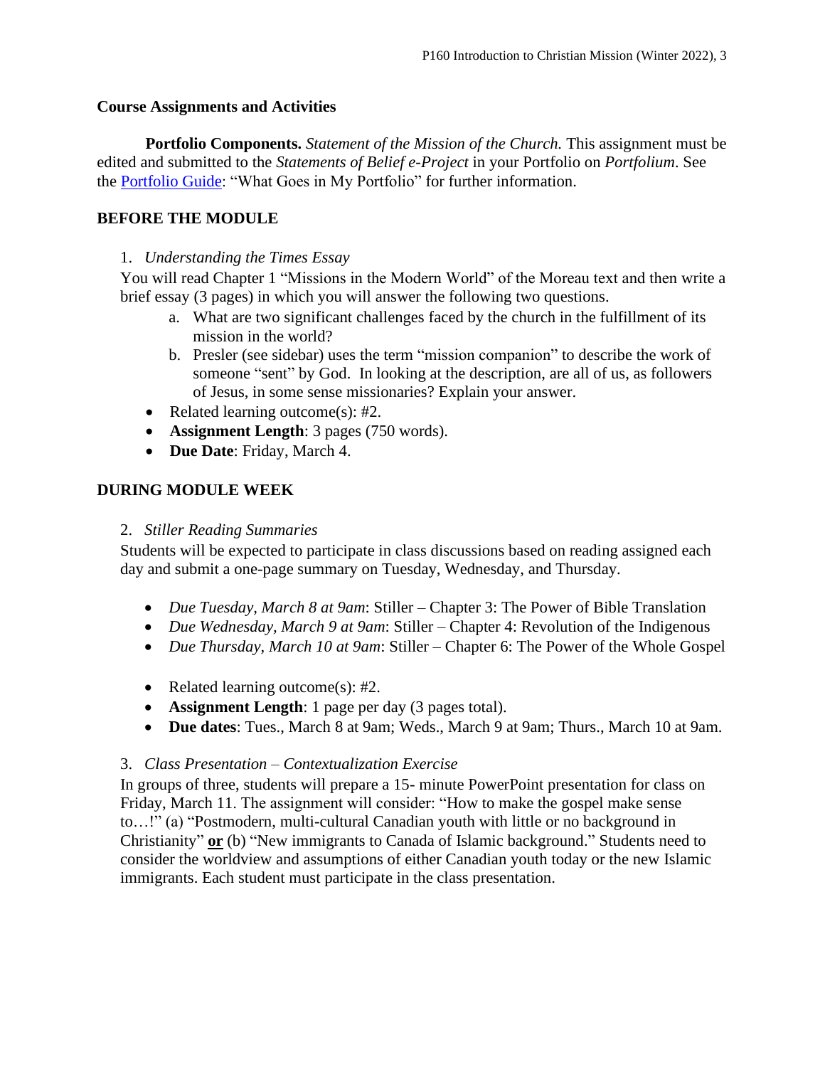## Course Assignments and Activities

**Portfolio Components.** *Statement of the Mission of the Church.* This assignment must be edited and submitted to the *Statements of Belief e-Project* in your Portfolio on *Portfolium*. See the [Portfolio Guide]: "What Goes in My Portfolio" for further information.

### BEFORE THE MODULE

1. *Understanding the Times Essay*

   You will read Chapter 1 "Missions in the Modern World" of the Moreau text and then write a brief essay (3 pages) in which you will answer the following two questions.

   a. What are two significant challenges faced by the church in the fulfillment of its mission in the world?
   b. Presler (see sidebar) uses the term "mission companion" to describe the work of someone "sent" by God. In looking at the description, are all of us, as followers of Jesus, in some sense missionaries? Explain your answer.

   - Related learning outcome(s): #2.
   - **Assignment Length**: 3 pages (750 words).
   - **Due Date**: Friday, March 4.

### DURING MODULE WEEK

2. *Stiller Reading Summaries*

   Students will be expected to participate in class discussions based on reading assigned each day and submit a one-page summary on Tuesday, Wednesday, and Thursday.

   - *Due Tuesday, March 8 at 9am*: Stiller – Chapter 3: The Power of Bible Translation
   - *Due Wednesday, March 9 at 9am*: Stiller – Chapter 4: Revolution of the Indigenous
   - *Due Thursday, March 10 at 9am*: Stiller – Chapter 6: The Power of the Whole Gospel

   - Related learning outcome(s): #2.
   - **Assignment Length**: 1 page per day (3 pages total).
   - **Due dates**: Tues., March 8 at 9am; Weds., March 9 at 9am; Thurs., March 10 at 9am.

3. *Class Presentation – Contextualization Exercise*

   In groups of three, students will prepare a 15- minute PowerPoint presentation for class on Friday, March 11. The assignment will consider: "How to make the gospel make sense to…!" (a) "Postmodern, multi-cultural Canadian youth with little or no background in Christianity" **or** (b) "New immigrants to Canada of Islamic background." Students need to consider the worldview and assumptions of either Canadian youth today or the new Islamic immigrants. Each student must participate in the class presentation.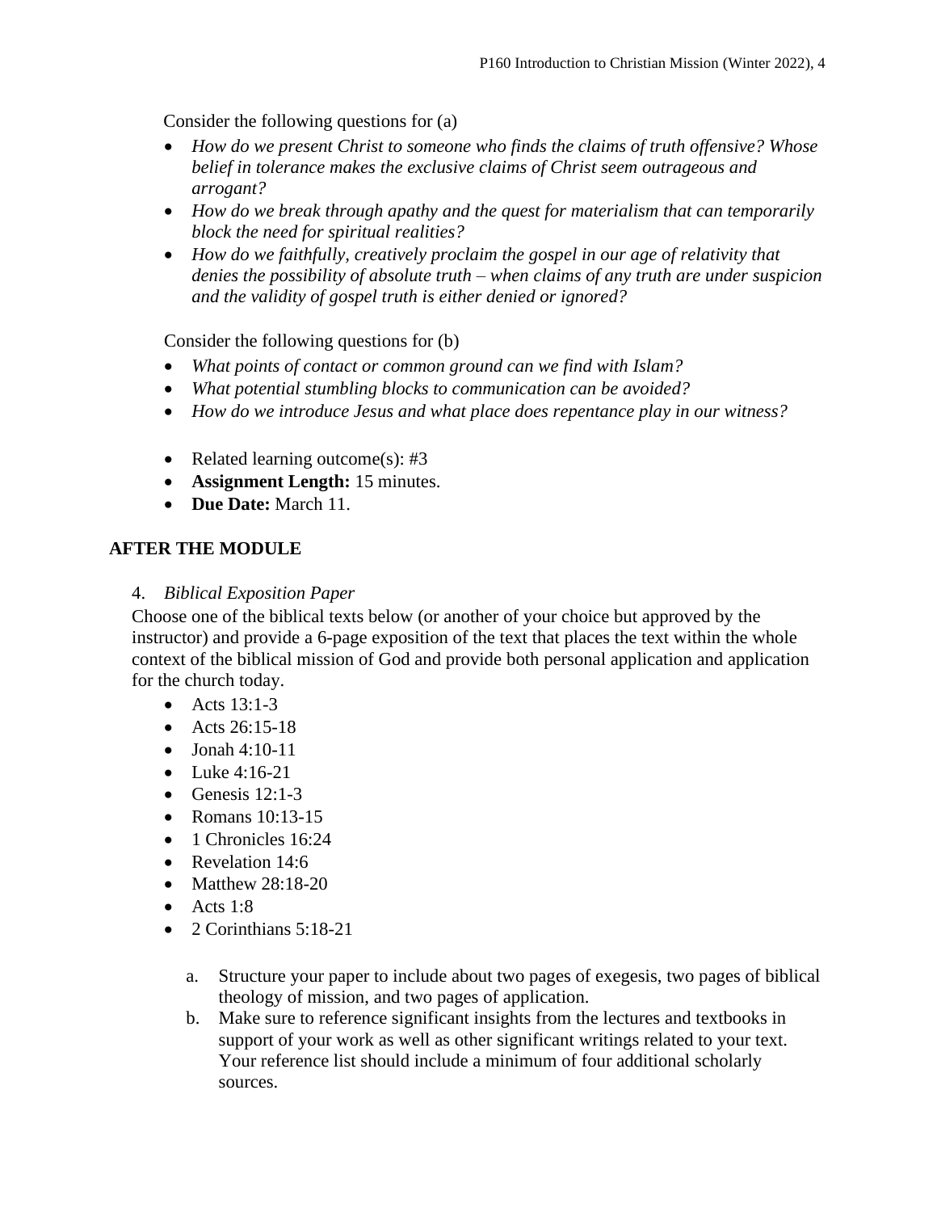Consider the following questions for (a)

- *How do we present Christ to someone who finds the claims of truth offensive? Whose belief in tolerance makes the exclusive claims of Christ seem outrageous and arrogant?*
- *How do we break through apathy and the quest for materialism that can temporarily block the need for spiritual realities?*
- *How do we faithfully, creatively proclaim the gospel in our age of relativity that denies the possibility of absolute truth – when claims of any truth are under suspicion and the validity of gospel truth is either denied or ignored?*

Consider the following questions for (b)

- *What points of contact or common ground can we find with Islam?*
- *What potential stumbling blocks to communication can be avoided?*
- *How do we introduce Jesus and what place does repentance play in our witness?*

- Related learning outcome(s): #3
- **Assignment Length:** 15 minutes.
- **Due Date:** March 11.

## AFTER THE MODULE

4. *Biblical Exposition Paper*

Choose one of the biblical texts below (or another of your choice but approved by the instructor) and provide a 6-page exposition of the text that places the text within the whole context of the biblical mission of God and provide both personal application and application for the church today.

- Acts 13:1-3
- Acts 26:15-18
- Jonah 4:10-11
- Luke 4:16-21
- Genesis 12:1-3
- Romans 10:13-15
- 1 Chronicles 16:24
- Revelation 14:6
- Matthew 28:18-20
- Acts 1:8
- 2 Corinthians 5:18-21

a. Structure your paper to include about two pages of exegesis, two pages of biblical theology of mission, and two pages of application.

b. Make sure to reference significant insights from the lectures and textbooks in support of your work as well as other significant writings related to your text. Your reference list should include a minimum of four additional scholarly sources.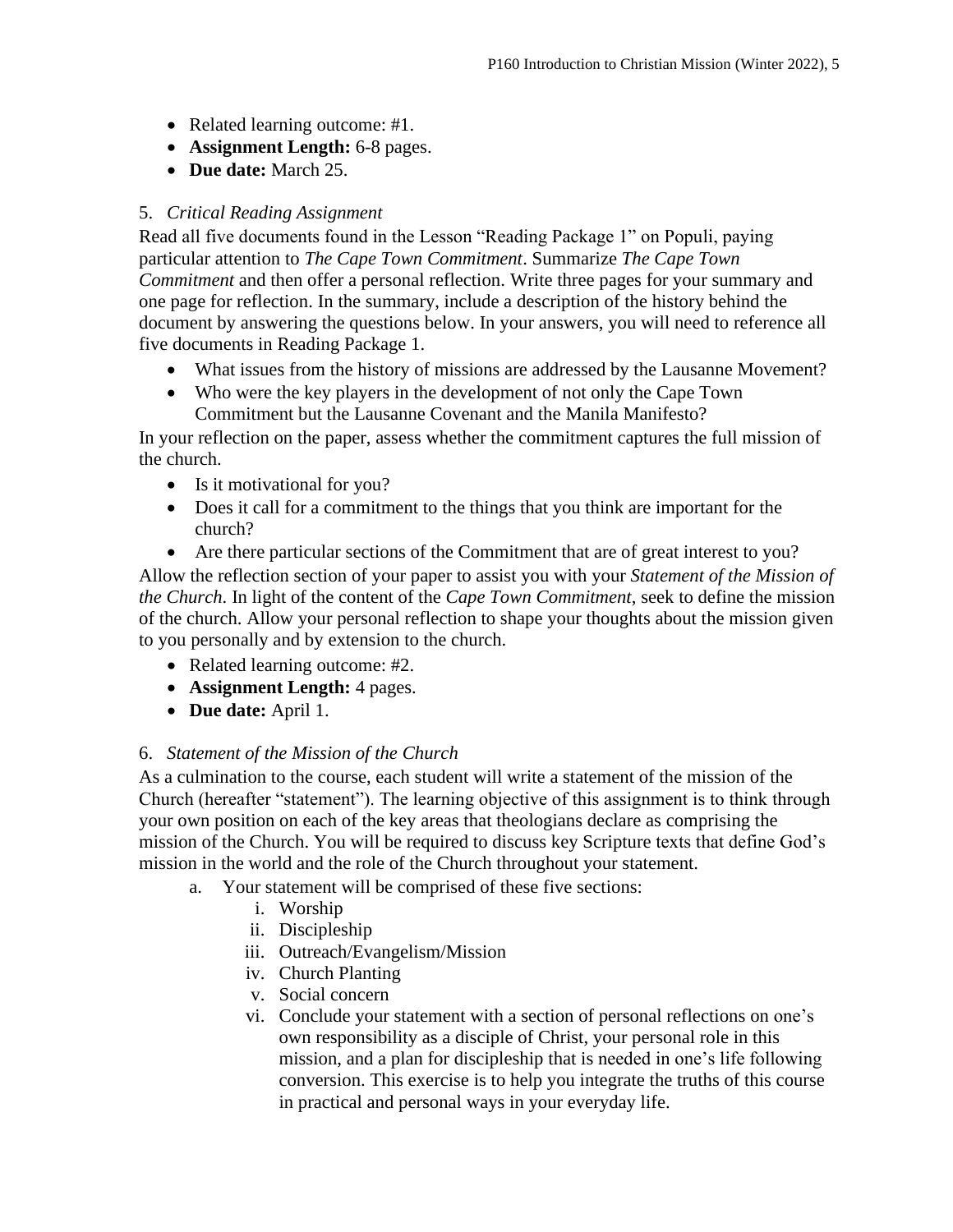- Related learning outcome: #1.
- **Assignment Length:** 6-8 pages.
- **Due date:** March 25.

5. *Critical Reading Assignment*

Read all five documents found in the Lesson "Reading Package 1" on Populi, paying particular attention to *The Cape Town Commitment*. Summarize *The Cape Town Commitment* and then offer a personal reflection. Write three pages for your summary and one page for reflection. In the summary, include a description of the history behind the document by answering the questions below. In your answers, you will need to reference all five documents in Reading Package 1.

- What issues from the history of missions are addressed by the Lausanne Movement?
- Who were the key players in the development of not only the Cape Town Commitment but the Lausanne Covenant and the Manila Manifesto?

In your reflection on the paper, assess whether the commitment captures the full mission of the church.

- Is it motivational for you?
- Does it call for a commitment to the things that you think are important for the church?
- Are there particular sections of the Commitment that are of great interest to you?

Allow the reflection section of your paper to assist you with your *Statement of the Mission of the Church*. In light of the content of the *Cape Town Commitment*, seek to define the mission of the church. Allow your personal reflection to shape your thoughts about the mission given to you personally and by extension to the church.

- Related learning outcome: #2.
- **Assignment Length:** 4 pages.
- **Due date:** April 1.

6. *Statement of the Mission of the Church*

As a culmination to the course, each student will write a statement of the mission of the Church (hereafter "statement"). The learning objective of this assignment is to think through your own position on each of the key areas that theologians declare as comprising the mission of the Church. You will be required to discuss key Scripture texts that define God's mission in the world and the role of the Church throughout your statement.

a. Your statement will be comprised of these five sections:
    i. Worship
    ii. Discipleship
    iii. Outreach/Evangelism/Mission
    iv. Church Planting
    v. Social concern
    vi. Conclude your statement with a section of personal reflections on one's own responsibility as a disciple of Christ, your personal role in this mission, and a plan for discipleship that is needed in one's life following conversion. This exercise is to help you integrate the truths of this course in practical and personal ways in your everyday life.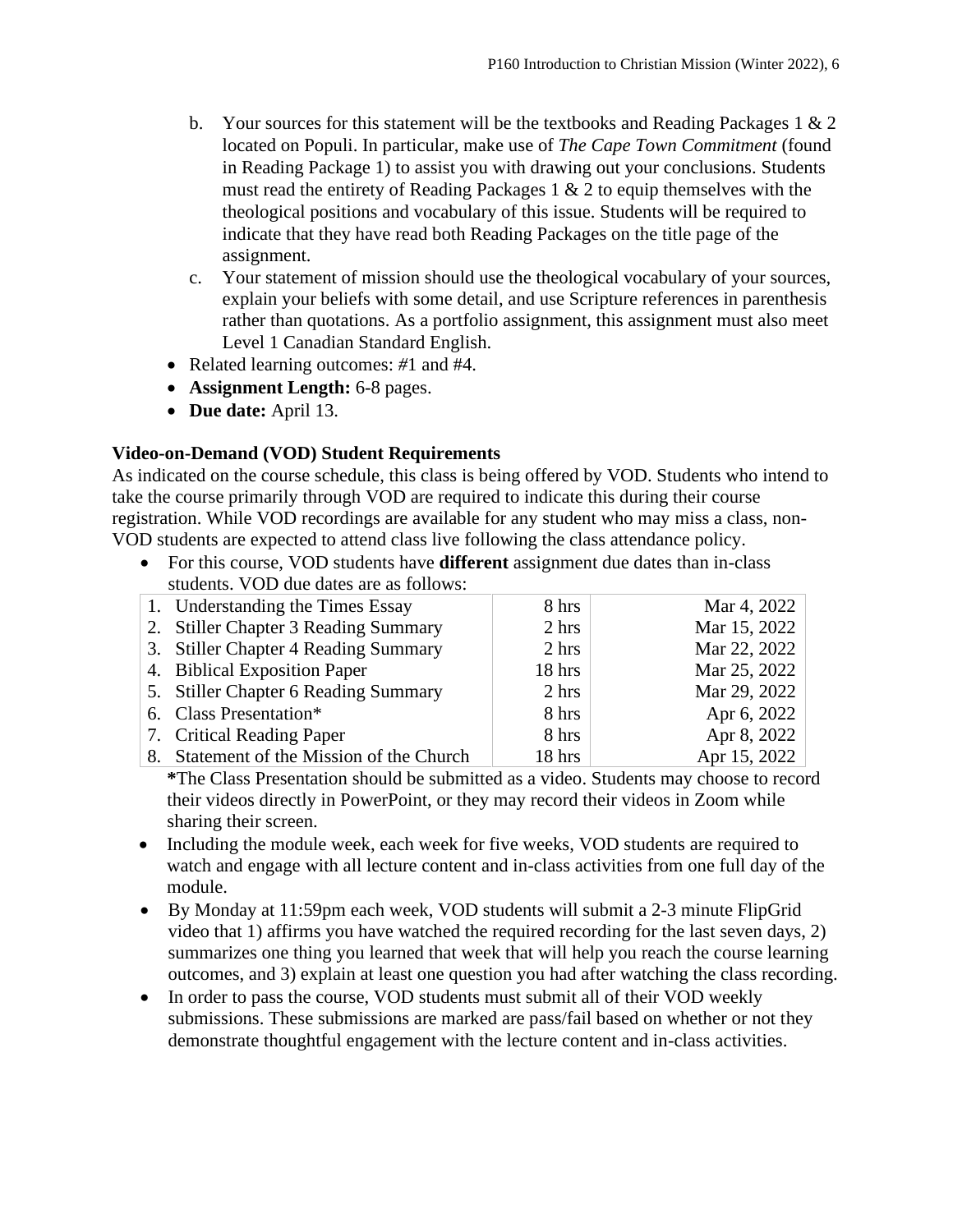b. Your sources for this statement will be the textbooks and Reading Packages 1 & 2 located on Populi. In particular, make use of *The Cape Town Commitment* (found in Reading Package 1) to assist you with drawing out your conclusions. Students must read the entirety of Reading Packages 1 & 2 to equip themselves with the theological positions and vocabulary of this issue. Students will be required to indicate that they have read both Reading Packages on the title page of the assignment.

c. Your statement of mission should use the theological vocabulary of your sources, explain your beliefs with some detail, and use Scripture references in parenthesis rather than quotations. As a portfolio assignment, this assignment must also meet Level 1 Canadian Standard English.

- Related learning outcomes: #1 and #4.
- **Assignment Length:** 6-8 pages.
- **Due date:** April 13.

**Video-on-Demand (VOD) Student Requirements**

As indicated on the course schedule, this class is being offered by VOD. Students who intend to take the course primarily through VOD are required to indicate this during their course registration. While VOD recordings are available for any student who may miss a class, non-VOD students are expected to attend class live following the class attendance policy.

- For this course, VOD students have **different** assignment due dates than in-class students. VOD due dates are as follows:

| Assignment | Hours | Due Date |
|---|---|---|
| 1. Understanding the Times Essay | 8 hrs | Mar 4, 2022 |
| 2. Stiller Chapter 3 Reading Summary | 2 hrs | Mar 15, 2022 |
| 3. Stiller Chapter 4 Reading Summary | 2 hrs | Mar 22, 2022 |
| 4. Biblical Exposition Paper | 18 hrs | Mar 25, 2022 |
| 5. Stiller Chapter 6 Reading Summary | 2 hrs | Mar 29, 2022 |
| 6. Class Presentation* | 8 hrs | Apr 6, 2022 |
| 7. Critical Reading Paper | 8 hrs | Apr 8, 2022 |
| 8. Statement of the Mission of the Church | 18 hrs | Apr 15, 2022 |

**\***The Class Presentation should be submitted as a video. Students may choose to record their videos directly in PowerPoint, or they may record their videos in Zoom while sharing their screen.

- Including the module week, each week for five weeks, VOD students are required to watch and engage with all lecture content and in-class activities from one full day of the module.
- By Monday at 11:59pm each week, VOD students will submit a 2-3 minute FlipGrid video that 1) affirms you have watched the required recording for the last seven days, 2) summarizes one thing you learned that week that will help you reach the course learning outcomes, and 3) explain at least one question you had after watching the class recording.
- In order to pass the course, VOD students must submit all of their VOD weekly submissions. These submissions are marked are pass/fail based on whether or not they demonstrate thoughtful engagement with the lecture content and in-class activities.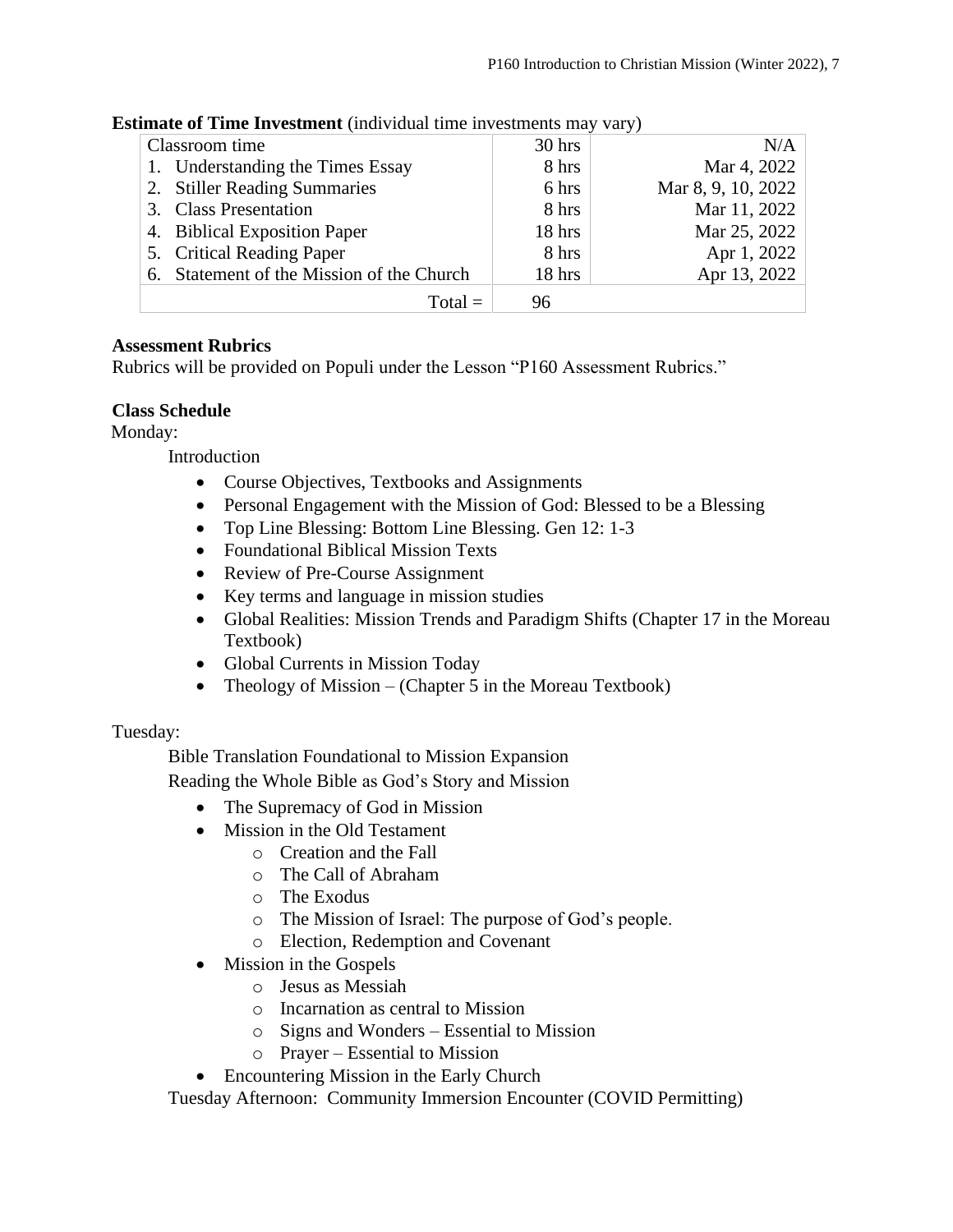**Estimate of Time Investment** (individual time investments may vary)

| Classroom time | 30 hrs | N/A |
|---|---|---|
| 1. Understanding the Times Essay | 8 hrs | Mar 4, 2022 |
| 2. Stiller Reading Summaries | 6 hrs | Mar 8, 9, 10, 2022 |
| 3. Class Presentation | 8 hrs | Mar 11, 2022 |
| 4. Biblical Exposition Paper | 18 hrs | Mar 25, 2022 |
| 5. Critical Reading Paper | 8 hrs | Apr 1, 2022 |
| 6. Statement of the Mission of the Church | 18 hrs | Apr 13, 2022 |
| Total = | 96 | |

**Assessment Rubrics**
Rubrics will be provided on Populi under the Lesson "P160 Assessment Rubrics."

**Class Schedule**

Monday:

Introduction

- Course Objectives, Textbooks and Assignments
- Personal Engagement with the Mission of God: Blessed to be a Blessing
- Top Line Blessing: Bottom Line Blessing. Gen 12: 1-3
- Foundational Biblical Mission Texts
- Review of Pre-Course Assignment
- Key terms and language in mission studies
- Global Realities: Mission Trends and Paradigm Shifts (Chapter 17 in the Moreau Textbook)
- Global Currents in Mission Today
- Theology of Mission – (Chapter 5 in the Moreau Textbook)

Tuesday:

Bible Translation Foundational to Mission Expansion
Reading the Whole Bible as God's Story and Mission

- The Supremacy of God in Mission
- Mission in the Old Testament
  - Creation and the Fall
  - The Call of Abraham
  - The Exodus
  - The Mission of Israel: The purpose of God's people.
  - Election, Redemption and Covenant
- Mission in the Gospels
  - Jesus as Messiah
  - Incarnation as central to Mission
  - Signs and Wonders – Essential to Mission
  - Prayer – Essential to Mission
- Encountering Mission in the Early Church

Tuesday Afternoon: Community Immersion Encounter (COVID Permitting)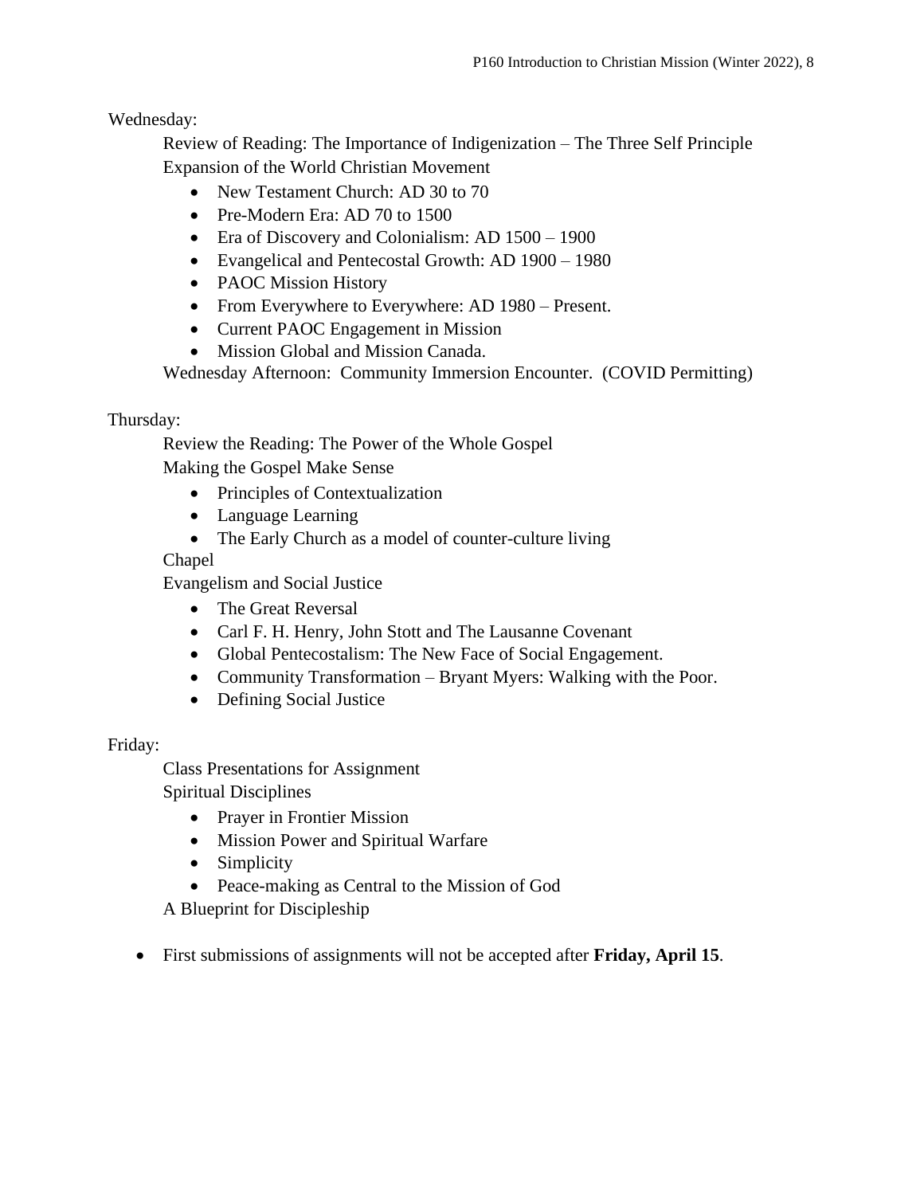Wednesday:

Review of Reading: The Importance of Indigenization – The Three Self Principle

Expansion of the World Christian Movement

- New Testament Church: AD 30 to 70
- Pre-Modern Era: AD 70 to 1500
- Era of Discovery and Colonialism: AD 1500 – 1900
- Evangelical and Pentecostal Growth: AD 1900 – 1980
- PAOC Mission History
- From Everywhere to Everywhere: AD 1980 – Present.
- Current PAOC Engagement in Mission
- Mission Global and Mission Canada.

Wednesday Afternoon: Community Immersion Encounter. (COVID Permitting)

Thursday:

Review the Reading: The Power of the Whole Gospel

Making the Gospel Make Sense

- Principles of Contextualization
- Language Learning
- The Early Church as a model of counter-culture living

Chapel

Evangelism and Social Justice

- The Great Reversal
- Carl F. H. Henry, John Stott and The Lausanne Covenant
- Global Pentecostalism: The New Face of Social Engagement.
- Community Transformation – Bryant Myers: Walking with the Poor.
- Defining Social Justice

Friday:

Class Presentations for Assignment

Spiritual Disciplines

- Prayer in Frontier Mission
- Mission Power and Spiritual Warfare
- Simplicity
- Peace-making as Central to the Mission of God

A Blueprint for Discipleship

- First submissions of assignments will not be accepted after **Friday, April 15**.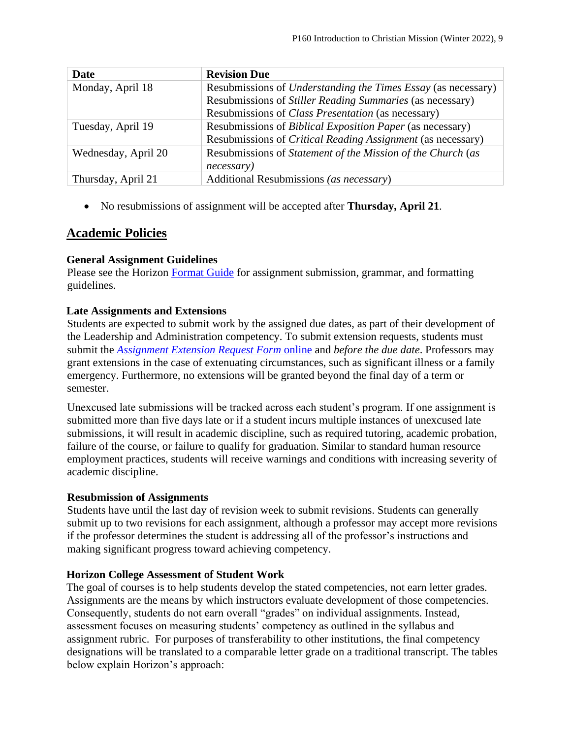| Date | Revision Due |
| --- | --- |
| Monday, April 18 | Resubmissions of *Understanding the Times Essay* (as necessary)<br>Resubmissions of *Stiller Reading Summaries* (as necessary)<br>Resubmissions of *Class Presentation* (as necessary) |
| Tuesday, April 19 | Resubmissions of *Biblical Exposition Paper* (as necessary)<br>Resubmissions of *Critical Reading Assignment* (as necessary) |
| Wednesday, April 20 | Resubmissions of *Statement of the Mission of the Church* (*as necessary)* |
| Thursday, April 21 | Additional Resubmissions *(as necessary*) |

- No resubmissions of assignment will be accepted after **Thursday, April 21**.

## Academic Policies

### General Assignment Guidelines

Please see the Horizon [Format Guide] for assignment submission, grammar, and formatting guidelines.

### Late Assignments and Extensions

Students are expected to submit work by the assigned due dates, as part of their development of the Leadership and Administration competency. To submit extension requests, students must submit the [*Assignment Extension Request Form* online] and *before the due date*. Professors may grant extensions in the case of extenuating circumstances, such as significant illness or a family emergency. Furthermore, no extensions will be granted beyond the final day of a term or semester.

Unexcused late submissions will be tracked across each student's program. If one assignment is submitted more than five days late or if a student incurs multiple instances of unexcused late submissions, it will result in academic discipline, such as required tutoring, academic probation, failure of the course, or failure to qualify for graduation. Similar to standard human resource employment practices, students will receive warnings and conditions with increasing severity of academic discipline.

### Resubmission of Assignments

Students have until the last day of revision week to submit revisions. Students can generally submit up to two revisions for each assignment, although a professor may accept more revisions if the professor determines the student is addressing all of the professor's instructions and making significant progress toward achieving competency.

### Horizon College Assessment of Student Work

The goal of courses is to help students develop the stated competencies, not earn letter grades. Assignments are the means by which instructors evaluate development of those competencies. Consequently, students do not earn overall "grades" on individual assignments. Instead, assessment focuses on measuring students' competency as outlined in the syllabus and assignment rubric. For purposes of transferability to other institutions, the final competency designations will be translated to a comparable letter grade on a traditional transcript. The tables below explain Horizon's approach: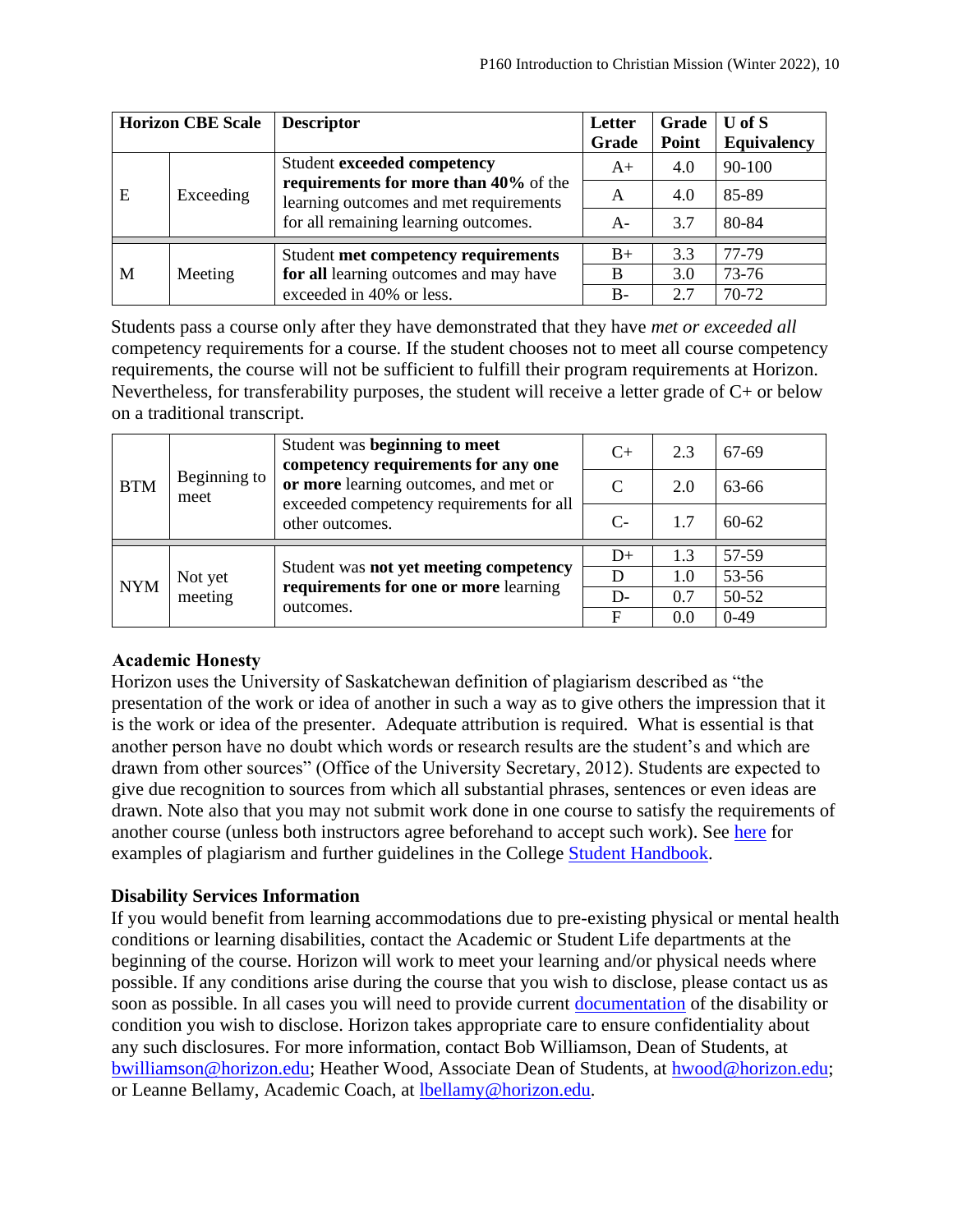| Horizon CBE Scale | | Descriptor | Letter Grade | Grade Point | U of S Equivalency |
|---|---|---|---|---|---|
| E | Exceeding | Student **exceeded competency requirements for more than 40%** of the learning outcomes and met requirements for all remaining learning outcomes. | A+ | 4.0 | 90-100 |
| | | | A | 4.0 | 85-89 |
| | | | A- | 3.7 | 80-84 |
| M | Meeting | Student **met competency requirements for all** learning outcomes and may have exceeded in 40% or less. | B+ | 3.3 | 77-79 |
| | | | B | 3.0 | 73-76 |
| | | | B- | 2.7 | 70-72 |

Students pass a course only after they have demonstrated that they have *met or exceeded all* competency requirements for a course. If the student chooses not to meet all course competency requirements, the course will not be sufficient to fulfill their program requirements at Horizon. Nevertheless, for transferability purposes, the student will receive a letter grade of C+ or below on a traditional transcript.

| | | | | | |
|---|---|---|---|---|---|
| BTM | Beginning to meet | Student was **beginning to meet competency requirements for any one or more** learning outcomes, and met or exceeded competency requirements for all other outcomes. | C+ | 2.3 | 67-69 |
| | | | C | 2.0 | 63-66 |
| | | | C- | 1.7 | 60-62 |
| NYM | Not yet meeting | Student was **not yet meeting competency requirements for one or more** learning outcomes. | D+ | 1.3 | 57-59 |
| | | | D | 1.0 | 53-56 |
| | | | D- | 0.7 | 50-52 |
| | | | F | 0.0 | 0-49 |

## Academic Honesty

Horizon uses the University of Saskatchewan definition of plagiarism described as "the presentation of the work or idea of another in such a way as to give others the impression that it is the work or idea of the presenter. Adequate attribution is required. What is essential is that another person have no doubt which words or research results are the student's and which are drawn from other sources" (Office of the University Secretary, 2012). Students are expected to give due recognition to sources from which all substantial phrases, sentences or even ideas are drawn. Note also that you may not submit work done in one course to satisfy the requirements of another course (unless both instructors agree beforehand to accept such work). See here for examples of plagiarism and further guidelines in the College Student Handbook.

## Disability Services Information

If you would benefit from learning accommodations due to pre-existing physical or mental health conditions or learning disabilities, contact the Academic or Student Life departments at the beginning of the course. Horizon will work to meet your learning and/or physical needs where possible. If any conditions arise during the course that you wish to disclose, please contact us as soon as possible. In all cases you will need to provide current documentation of the disability or condition you wish to disclose. Horizon takes appropriate care to ensure confidentiality about any such disclosures. For more information, contact Bob Williamson, Dean of Students, at bwilliamson@horizon.edu; Heather Wood, Associate Dean of Students, at hwood@horizon.edu; or Leanne Bellamy, Academic Coach, at lbellamy@horizon.edu.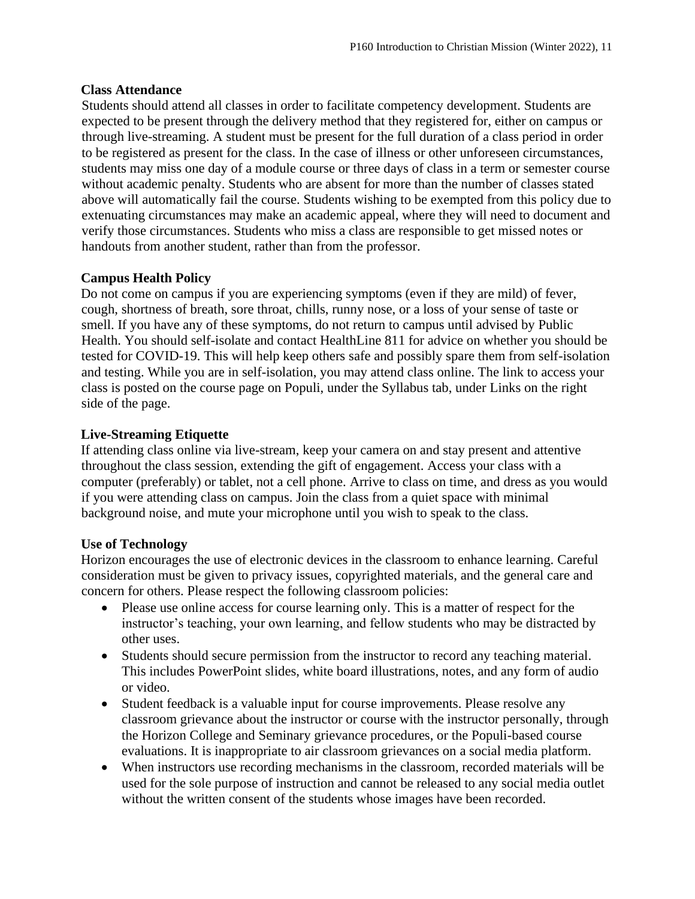### Class Attendance

Students should attend all classes in order to facilitate competency development. Students are expected to be present through the delivery method that they registered for, either on campus or through live-streaming. A student must be present for the full duration of a class period in order to be registered as present for the class. In the case of illness or other unforeseen circumstances, students may miss one day of a module course or three days of class in a term or semester course without academic penalty. Students who are absent for more than the number of classes stated above will automatically fail the course. Students wishing to be exempted from this policy due to extenuating circumstances may make an academic appeal, where they will need to document and verify those circumstances. Students who miss a class are responsible to get missed notes or handouts from another student, rather than from the professor.

### Campus Health Policy

Do not come on campus if you are experiencing symptoms (even if they are mild) of fever, cough, shortness of breath, sore throat, chills, runny nose, or a loss of your sense of taste or smell. If you have any of these symptoms, do not return to campus until advised by Public Health. You should self-isolate and contact HealthLine 811 for advice on whether you should be tested for COVID-19. This will help keep others safe and possibly spare them from self-isolation and testing. While you are in self-isolation, you may attend class online. The link to access your class is posted on the course page on Populi, under the Syllabus tab, under Links on the right side of the page.

### Live-Streaming Etiquette

If attending class online via live-stream, keep your camera on and stay present and attentive throughout the class session, extending the gift of engagement. Access your class with a computer (preferably) or tablet, not a cell phone. Arrive to class on time, and dress as you would if you were attending class on campus. Join the class from a quiet space with minimal background noise, and mute your microphone until you wish to speak to the class.

### Use of Technology

Horizon encourages the use of electronic devices in the classroom to enhance learning. Careful consideration must be given to privacy issues, copyrighted materials, and the general care and concern for others. Please respect the following classroom policies:

- Please use online access for course learning only. This is a matter of respect for the instructor's teaching, your own learning, and fellow students who may be distracted by other uses.
- Students should secure permission from the instructor to record any teaching material. This includes PowerPoint slides, white board illustrations, notes, and any form of audio or video.
- Student feedback is a valuable input for course improvements. Please resolve any classroom grievance about the instructor or course with the instructor personally, through the Horizon College and Seminary grievance procedures, or the Populi-based course evaluations. It is inappropriate to air classroom grievances on a social media platform.
- When instructors use recording mechanisms in the classroom, recorded materials will be used for the sole purpose of instruction and cannot be released to any social media outlet without the written consent of the students whose images have been recorded.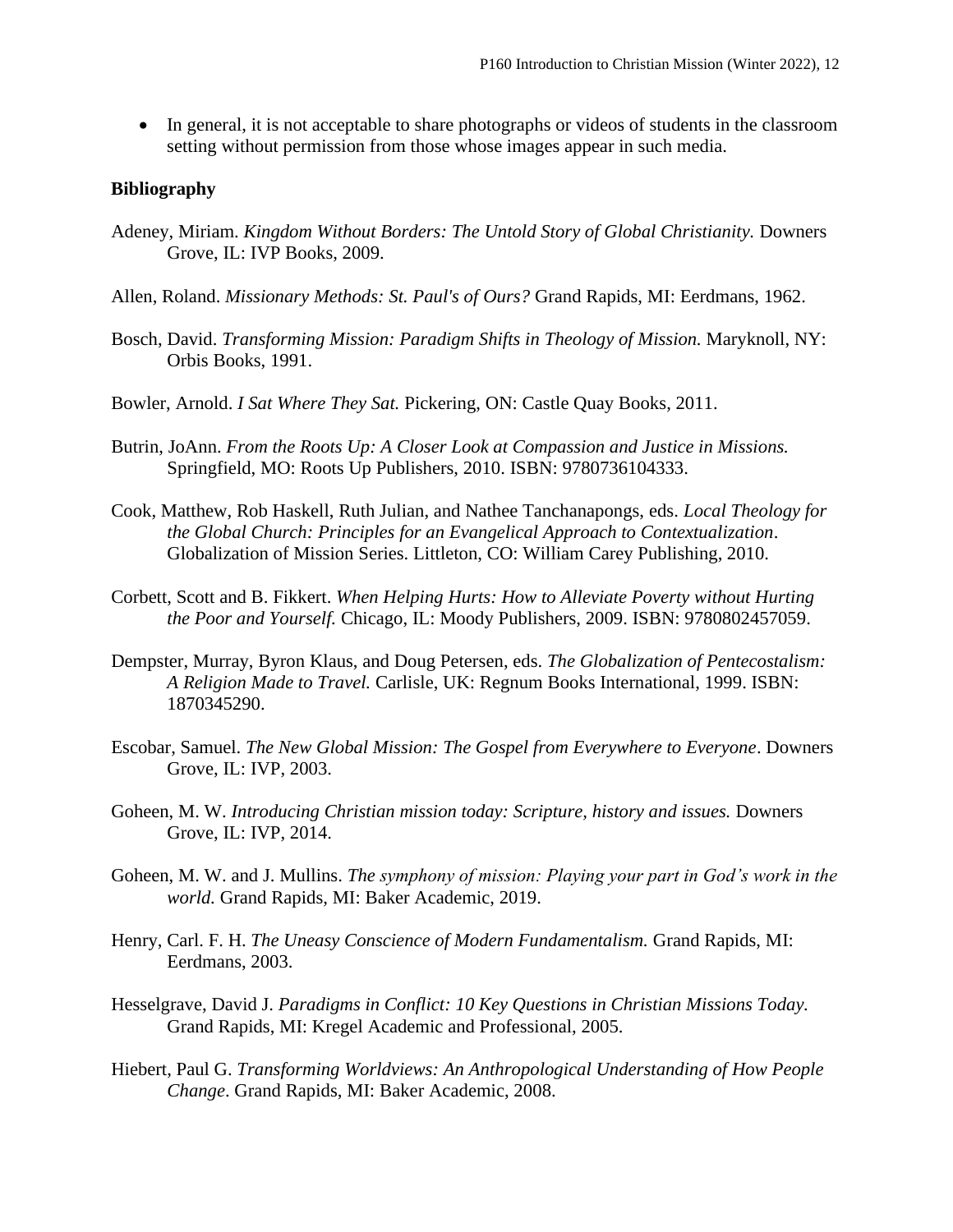- In general, it is not acceptable to share photographs or videos of students in the classroom setting without permission from those whose images appear in such media.

**Bibliography**

Adeney, Miriam. *Kingdom Without Borders: The Untold Story of Global Christianity.* Downers Grove, IL: IVP Books, 2009.

Allen, Roland. *Missionary Methods: St. Paul's of Ours?* Grand Rapids, MI: Eerdmans, 1962.

Bosch, David. *Transforming Mission: Paradigm Shifts in Theology of Mission.* Maryknoll, NY: Orbis Books, 1991.

Bowler, Arnold. *I Sat Where They Sat.* Pickering, ON: Castle Quay Books, 2011.

Butrin, JoAnn. *From the Roots Up: A Closer Look at Compassion and Justice in Missions.* Springfield, MO: Roots Up Publishers, 2010. ISBN: 9780736104333.

Cook, Matthew, Rob Haskell, Ruth Julian, and Nathee Tanchanapongs, eds. *Local Theology for the Global Church: Principles for an Evangelical Approach to Contextualization*. Globalization of Mission Series. Littleton, CO: William Carey Publishing, 2010.

Corbett, Scott and B. Fikkert. *When Helping Hurts: How to Alleviate Poverty without Hurting the Poor and Yourself.* Chicago, IL: Moody Publishers, 2009. ISBN: 9780802457059.

Dempster, Murray, Byron Klaus, and Doug Petersen, eds. *The Globalization of Pentecostalism: A Religion Made to Travel.* Carlisle, UK: Regnum Books International, 1999. ISBN: 1870345290.

Escobar, Samuel. *The New Global Mission: The Gospel from Everywhere to Everyone*. Downers Grove, IL: IVP, 2003.

Goheen, M. W. *Introducing Christian mission today: Scripture, history and issues.* Downers Grove, IL: IVP, 2014.

Goheen, M. W. and J. Mullins. *The symphony of mission: Playing your part in God's work in the world.* Grand Rapids, MI: Baker Academic, 2019.

Henry, Carl. F. H. *The Uneasy Conscience of Modern Fundamentalism.* Grand Rapids, MI: Eerdmans, 2003.

Hesselgrave, David J. *Paradigms in Conflict: 10 Key Questions in Christian Missions Today.* Grand Rapids, MI: Kregel Academic and Professional, 2005.

Hiebert, Paul G. *Transforming Worldviews: An Anthropological Understanding of How People Change*. Grand Rapids, MI: Baker Academic, 2008.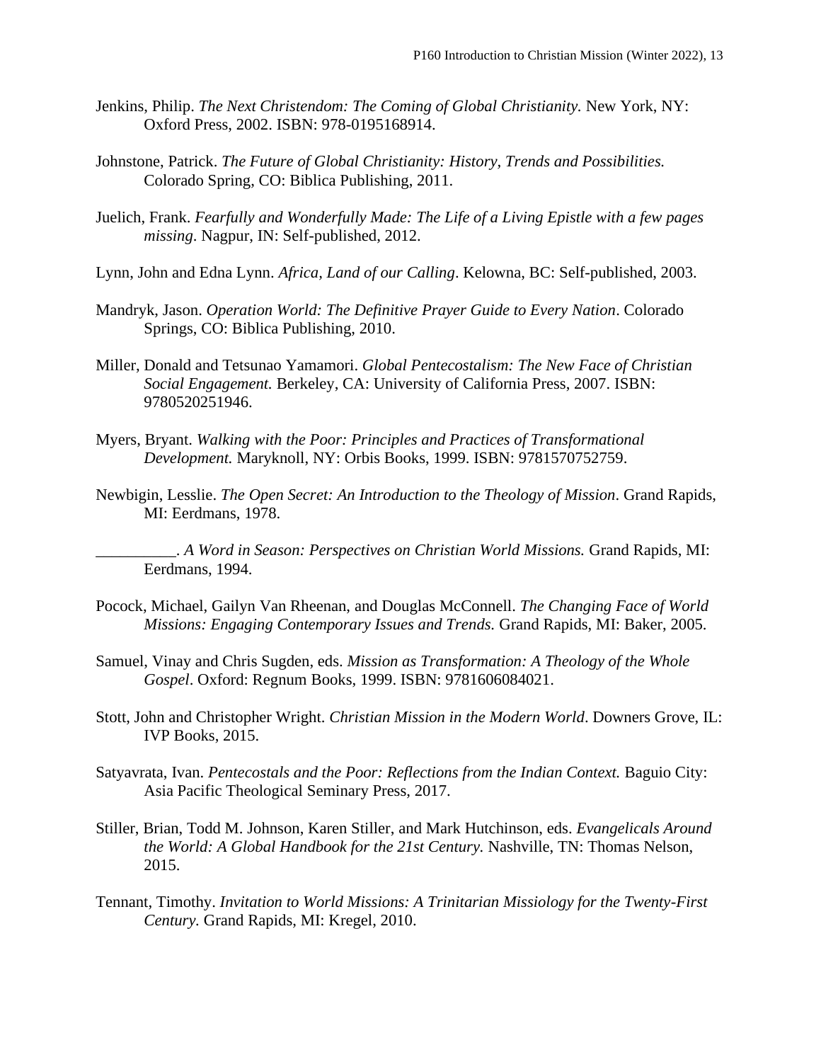Jenkins, Philip. *The Next Christendom: The Coming of Global Christianity.* New York, NY: Oxford Press, 2002. ISBN: 978-0195168914.

Johnstone, Patrick. *The Future of Global Christianity: History, Trends and Possibilities.* Colorado Spring, CO: Biblica Publishing, 2011.

Juelich, Frank. *Fearfully and Wonderfully Made: The Life of a Living Epistle with a few pages missing*. Nagpur, IN: Self-published, 2012.

Lynn, John and Edna Lynn. *Africa, Land of our Calling*. Kelowna, BC: Self-published, 2003.

Mandryk, Jason. *Operation World: The Definitive Prayer Guide to Every Nation*. Colorado Springs, CO: Biblica Publishing, 2010.

Miller, Donald and Tetsunao Yamamori. *Global Pentecostalism: The New Face of Christian Social Engagement.* Berkeley, CA: University of California Press, 2007. ISBN: 9780520251946.

Myers, Bryant. *Walking with the Poor: Principles and Practices of Transformational Development.* Maryknoll, NY: Orbis Books, 1999. ISBN: 9781570752759.

Newbigin, Lesslie. *The Open Secret: An Introduction to the Theology of Mission*. Grand Rapids, MI: Eerdmans, 1978.

__________. *A Word in Season: Perspectives on Christian World Missions.* Grand Rapids, MI: Eerdmans, 1994.

Pocock, Michael, Gailyn Van Rheenan, and Douglas McConnell. *The Changing Face of World Missions: Engaging Contemporary Issues and Trends.* Grand Rapids, MI: Baker, 2005.

Samuel, Vinay and Chris Sugden, eds. *Mission as Transformation: A Theology of the Whole Gospel*. Oxford: Regnum Books, 1999. ISBN: 9781606084021.

Stott, John and Christopher Wright. *Christian Mission in the Modern World*. Downers Grove, IL: IVP Books, 2015.

Satyavrata, Ivan. *Pentecostals and the Poor: Reflections from the Indian Context.* Baguio City: Asia Pacific Theological Seminary Press, 2017.

Stiller, Brian, Todd M. Johnson, Karen Stiller, and Mark Hutchinson, eds. *Evangelicals Around the World: A Global Handbook for the 21st Century.* Nashville, TN: Thomas Nelson, 2015.

Tennant, Timothy. *Invitation to World Missions: A Trinitarian Missiology for the Twenty-First Century.* Grand Rapids, MI: Kregel, 2010.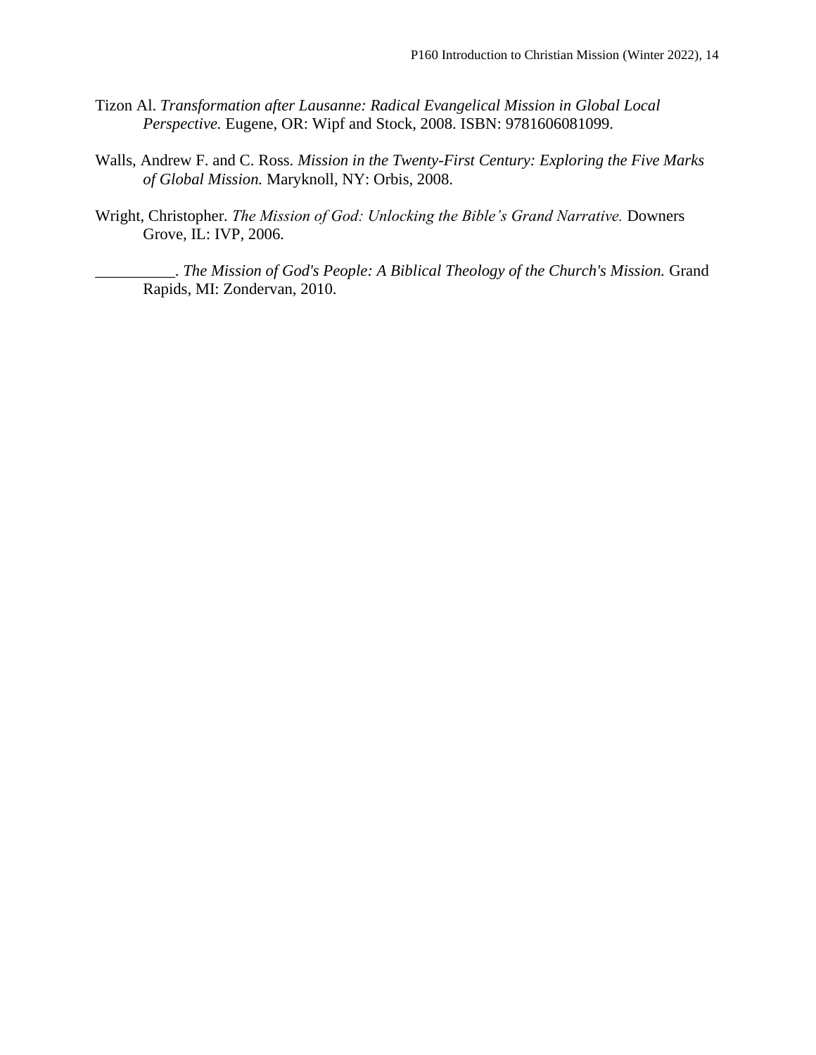Tizon Al. *Transformation after Lausanne: Radical Evangelical Mission in Global Local Perspective.* Eugene, OR: Wipf and Stock, 2008. ISBN: 9781606081099.

Walls, Andrew F. and C. Ross. *Mission in the Twenty-First Century: Exploring the Five Marks of Global Mission.* Maryknoll, NY: Orbis, 2008.

Wright, Christopher. *The Mission of God: Unlocking the Bible's Grand Narrative.* Downers Grove, IL: IVP, 2006.

__________. *The Mission of God's People: A Biblical Theology of the Church's Mission.* Grand Rapids, MI: Zondervan, 2010.